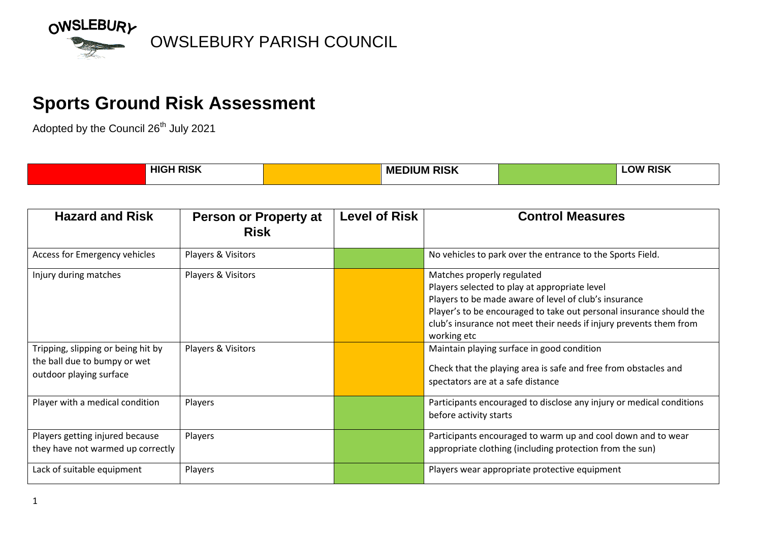OWSLEBURY PARISH COUNCIL

# Sports Ground Risk Assessment

Adopted by the Council 26th July 2021

| | HIGH RISK | | MEDIUM RISK | | LOW RISK |
|---|---|---|---|---|---|

| Hazard and Risk | Person or Property at Risk | Level of Risk | Control Measures |
|---|---|---|---|
| Access for Emergency vehicles | Players & Visitors | Low | No vehicles to park over the entrance to the Sports Field. |
| Injury during matches | Players & Visitors | Medium | Matches properly regulated<br>Players selected to play at appropriate level<br>Players to be made aware of level of club's insurance<br>Player's to be encouraged to take out personal insurance should the club's insurance not meet their needs if injury prevents them from working etc |
| Tripping, slipping or being hit by the ball due to bumpy or wet outdoor playing surface | Players & Visitors | Medium | Maintain playing surface in good condition<br>Check that the playing area is safe and free from obstacles and spectators are at a safe distance |
| Player with a medical condition | Players | Low | Participants encouraged to disclose any injury or medical conditions before activity starts |
| Players getting injured because they have not warmed up correctly | Players | Low | Participants encouraged to warm up and cool down and to wear appropriate clothing (including protection from the sun) |
| Lack of suitable equipment | Players | Low | Players wear appropriate protective equipment |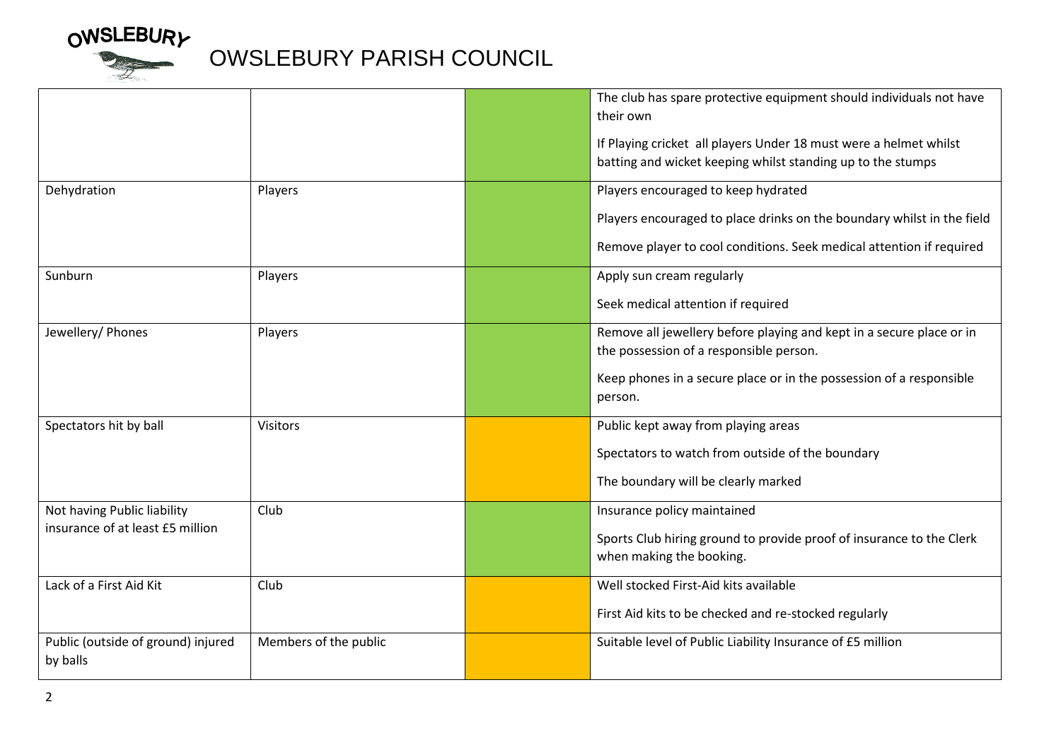# OWSLEBURY PARISH COUNCIL

| | | | |
|---|---|---|---|
| | | | The club has spare protective equipment should individuals not have their own<br><br>If Playing cricket all players Under 18 must were a helmet whilst batting and wicket keeping whilst standing up to the stumps |
| Dehydration | Players | | Players encouraged to keep hydrated<br><br>Players encouraged to place drinks on the boundary whilst in the field<br><br>Remove player to cool conditions. Seek medical attention if required |
| Sunburn | Players | | Apply sun cream regularly<br><br>Seek medical attention if required |
| Jewellery/ Phones | Players | | Remove all jewellery before playing and kept in a secure place or in the possession of a responsible person.<br><br>Keep phones in a secure place or in the possession of a responsible person. |
| Spectators hit by ball | Visitors | | Public kept away from playing areas<br><br>Spectators to watch from outside of the boundary<br><br>The boundary will be clearly marked |
| Not having Public liability insurance of at least £5 million | Club | | Insurance policy maintained<br><br>Sports Club hiring ground to provide proof of insurance to the Clerk when making the booking. |
| Lack of a First Aid Kit | Club | | Well stocked First-Aid kits available<br><br>First Aid kits to be checked and re-stocked regularly |
| Public (outside of ground) injured by balls | Members of the public | | Suitable level of Public Liability Insurance of £5 million |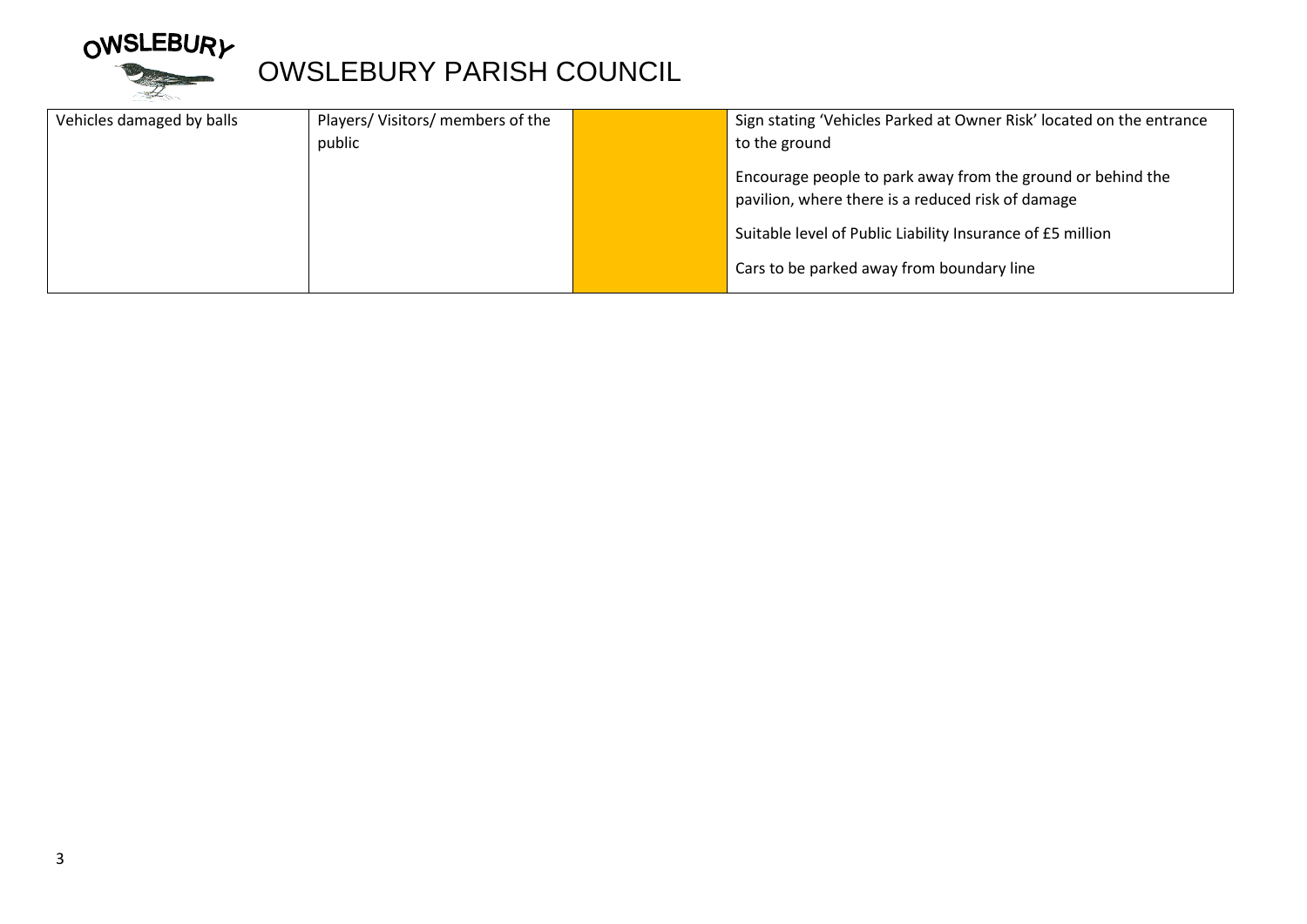| | | | |
|---|---|---|---|
| Vehicles damaged by balls | Players/ Visitors/ members of the public | | Sign stating 'Vehicles Parked at Owner Risk' located on the entrance to the ground<br><br>Encourage people to park away from the ground or behind the pavilion, where there is a reduced risk of damage<br><br>Suitable level of Public Liability Insurance of £5 million<br><br>Cars to be parked away from boundary line |